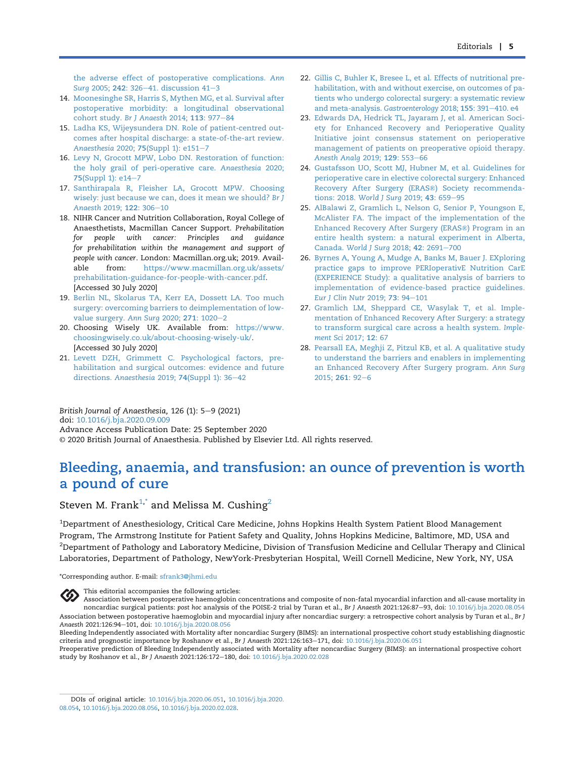the adverse effect of postoperative complications. *Ann Surg* 2005; **242**: 326–41. discussion 41–3

14. Moonesinghe SR, Harris S, Mythen MG, et al. Survival after postoperative morbidity: a longitudinal observational cohort study. *Br J Anaesth* 2014; **113**: 977–84
15. Ladha KS, Wijeysundera DN. Role of patient-centred outcomes after hospital discharge: a state-of-the-art review. *Anaesthesia* 2020; **75**(Suppl 1): e151–7
16. Levy N, Grocott MPW, Lobo DN. Restoration of function: the holy grail of peri-operative care. *Anaesthesia* 2020; **75**(Suppl 1): e14–7
17. Santhirapala R, Fleisher LA, Grocott MPW. Choosing wisely: just because we can, does it mean we should? *Br J Anaesth* 2019; **122**: 306–10
18. NIHR Cancer and Nutrition Collaboration, Royal College of Anaesthetists, Macmillan Cancer Support. *Prehabilitation for people with cancer: Principles and guidance for prehabilitation within the management and support of people with cancer*. London: Macmillan.org.uk; 2019. Available from: https://www.macmillan.org.uk/assets/prehabilitation-guidance-for-people-with-cancer.pdf. [Accessed 30 July 2020]
19. Berlin NL, Skolarus TA, Kerr EA, Dossett LA. Too much surgery: overcoming barriers to deimplementation of low-value surgery. *Ann Surg* 2020; **271**: 1020–2
20. Choosing Wisely UK. Available from: https://www.choosingwisely.co.uk/about-choosing-wisely-uk/. [Accessed 30 July 2020]
21. Levett DZH, Grimmett C. Psychological factors, prehabilitation and surgical outcomes: evidence and future directions. *Anaesthesia* 2019; **74**(Suppl 1): 36–42
22. Gillis C, Buhler K, Bresee L, et al. Effects of nutritional prehabilitation, with and without exercise, on outcomes of patients who undergo colorectal surgery: a systematic review and meta-analysis. *Gastroenterology* 2018; **155**: 391–410. e4
23. Edwards DA, Hedrick TL, Jayaram J, et al. American Society for Enhanced Recovery and Perioperative Quality Initiative joint consensus statement on perioperative management of patients on preoperative opioid therapy. *Anesth Analg* 2019; **129**: 553–66
24. Gustafsson UO, Scott MJ, Hubner M, et al. Guidelines for perioperative care in elective colorectal surgery: Enhanced Recovery After Surgery (ERAS®) Society recommendations: 2018. *World J Surg* 2019; **43**: 659–95
25. AlBalawi Z, Gramlich L, Nelson G, Senior P, Youngson E, McAlister FA. The impact of the implementation of the Enhanced Recovery After Surgery (ERAS®) Program in an entire health system: a natural experiment in Alberta, Canada. *World J Surg* 2018; **42**: 2691–700
26. Byrnes A, Young A, Mudge A, Banks M, Bauer J. EXploring practice gaps to improve PERIoperativE Nutrition CarE (EXPERIENCE Study): a qualitative analysis of barriers to implementation of evidence-based practice guidelines. *Eur J Clin Nutr* 2019; **73**: 94–101
27. Gramlich LM, Sheppard CE, Wasylak T, et al. Implementation of Enhanced Recovery After Surgery: a strategy to transform surgical care across a health system. *Implement Sci* 2017; **12**: 67
28. Pearsall EA, Meghji Z, Pitzul KB, et al. A qualitative study to understand the barriers and enablers in implementing an Enhanced Recovery After Surgery program. *Ann Surg* 2015; **261**: 92–6

*British Journal of Anaesthesia,* 126 (1): 5–9 (2021)
doi: 10.1016/j.bja.2020.09.009
Advance Access Publication Date: 25 September 2020
© 2020 British Journal of Anaesthesia. Published by Elsevier Ltd. All rights reserved.

# Bleeding, anaemia, and transfusion: an ounce of prevention is worth a pound of cure

Steven M. Frank[1,*] and Melissa M. Cushing[2]

[1]Department of Anesthesiology, Critical Care Medicine, Johns Hopkins Health System Patient Blood Management Program, The Armstrong Institute for Patient Safety and Quality, Johns Hopkins Medicine, Baltimore, MD, USA and [2]Department of Pathology and Laboratory Medicine, Division of Transfusion Medicine and Cellular Therapy and Clinical Laboratories, Department of Pathology, NewYork-Presbyterian Hospital, Weill Cornell Medicine, New York, NY, USA

*Corresponding author. E-mail: sfrank3@jhmi.edu

This editorial accompanies the following articles:
Association between postoperative haemoglobin concentrations and composite of non-fatal myocardial infarction and all-cause mortality in noncardiac surgical patients: *post hoc* analysis of the POISE-2 trial by Turan et al., *Br J Anaesth* 2021:126:87–93, doi: 10.1016/j.bja.2020.08.054
Association between postoperative haemoglobin and myocardial injury after noncardiac surgery: a retrospective cohort analysis by Turan et al., *Br J Anaesth* 2021:126:94–101, doi: 10.1016/j.bja.2020.08.056
Bleeding Independently associated with Mortality after noncardiac Surgery (BIMS): an international prospective cohort study establishing diagnostic criteria and prognostic importance by Roshanov et al., *Br J Anaesth* 2021:126:163–171, doi: 10.1016/j.bja.2020.06.051
Preoperative prediction of Bleeding Independently associated with Mortality after noncardiac Surgery (BIMS): an international prospective cohort study by Roshanov et al., *Br J Anaesth* 2021:126:172–180, doi: 10.1016/j.bja.2020.02.028

DOIs of original article: 10.1016/j.bja.2020.06.051, 10.1016/j.bja.2020.08.054, 10.1016/j.bja.2020.08.056, 10.1016/j.bja.2020.02.028.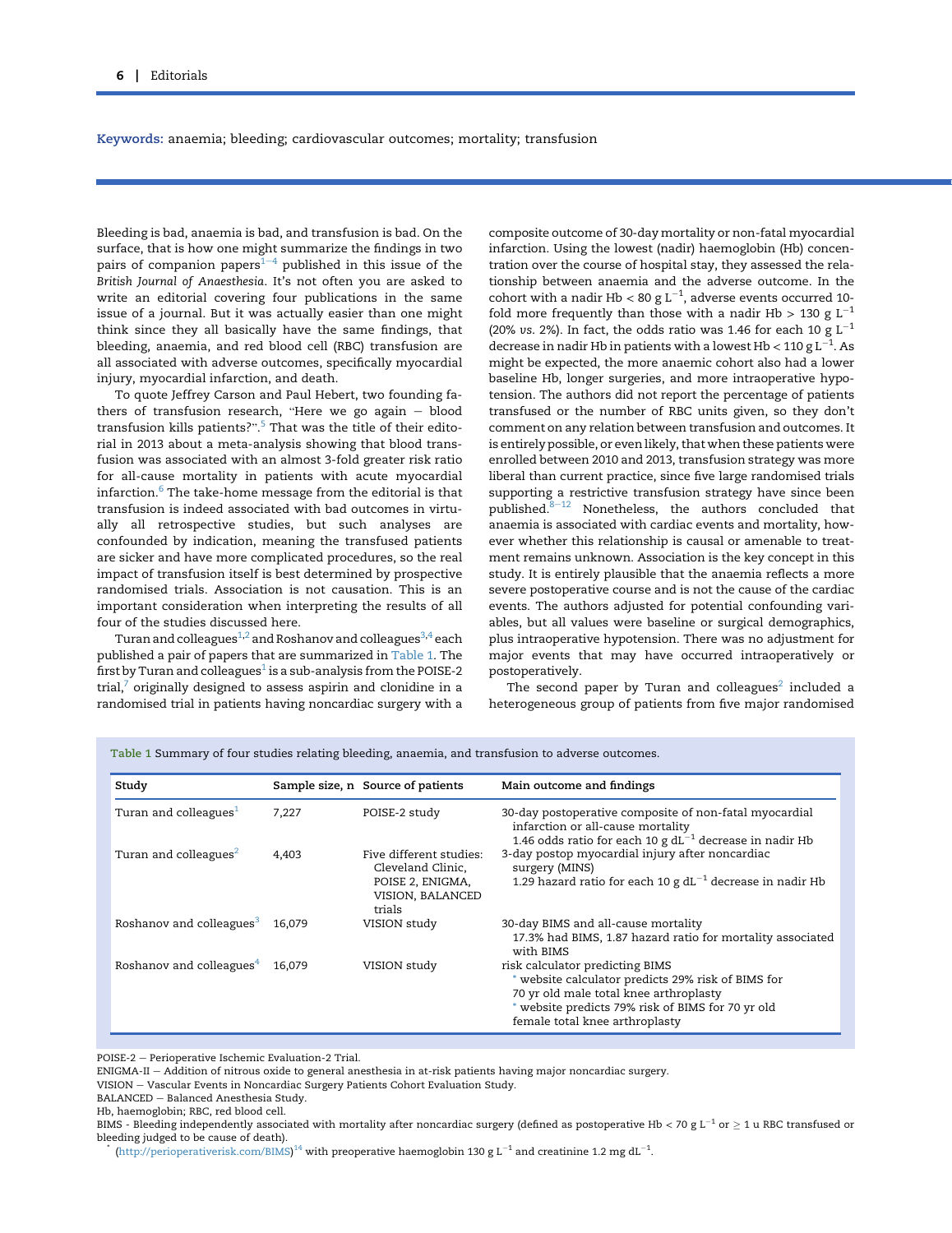**Keywords:** anaemia; bleeding; cardiovascular outcomes; mortality; transfusion

Bleeding is bad, anaemia is bad, and transfusion is bad. On the surface, that is how one might summarize the findings in two pairs of companion papers[1–4] published in this issue of the *British Journal of Anaesthesia*. It's not often you are asked to write an editorial covering four publications in the same issue of a journal. But it was actually easier than one might think since they all basically have the same findings, that bleeding, anaemia, and red blood cell (RBC) transfusion are all associated with adverse outcomes, specifically myocardial injury, myocardial infarction, and death.

To quote Jeffrey Carson and Paul Hebert, two founding fathers of transfusion research, "Here we go again – blood transfusion kills patients?".[5] That was the title of their editorial in 2013 about a meta-analysis showing that blood transfusion was associated with an almost 3-fold greater risk ratio for all-cause mortality in patients with acute myocardial infarction.[6] The take-home message from the editorial is that transfusion is indeed associated with bad outcomes in virtually all retrospective studies, but such analyses are confounded by indication, meaning the transfused patients are sicker and have more complicated procedures, so the real impact of transfusion itself is best determined by prospective randomised trials. Association is not causation. This is an important consideration when interpreting the results of all four of the studies discussed here.

Turan and colleagues[1,2] and Roshanov and colleagues[3,4] each published a pair of papers that are summarized in Table 1. The first by Turan and colleagues[1] is a sub-analysis from the POISE-2 trial,[7] originally designed to assess aspirin and clonidine in a randomised trial in patients having noncardiac surgery with a composite outcome of 30-day mortality or non-fatal myocardial infarction. Using the lowest (nadir) haemoglobin (Hb) concentration over the course of hospital stay, they assessed the relationship between anaemia and the adverse outcome. In the cohort with a nadir Hb < 80 g $L^{-1}$, adverse events occurred 10-fold more frequently than those with a nadir Hb > 130 g $L^{-1}$ (20% *vs.* 2%). In fact, the odds ratio was 1.46 for each 10 g $L^{-1}$ decrease in nadir Hb in patients with a lowest Hb < 110 g $L^{-1}$. As might be expected, the more anaemic cohort also had a lower baseline Hb, longer surgeries, and more intraoperative hypotension. The authors did not report the percentage of patients transfused or the number of RBC units given, so they don't comment on any relation between transfusion and outcomes. It is entirely possible, or even likely, that when these patients were enrolled between 2010 and 2013, transfusion strategy was more liberal than current practice, since five large randomised trials supporting a restrictive transfusion strategy have since been published.[8–12] Nonetheless, the authors concluded that anaemia is associated with cardiac events and mortality, however whether this relationship is causal or amenable to treatment remains unknown. Association is the key concept in this study. It is entirely plausible that the anaemia reflects a more severe postoperative course and is not the cause of the cardiac events. The authors adjusted for potential confounding variables, but all values were baseline or surgical demographics, plus intraoperative hypotension. There was no adjustment for major events that may have occurred intraoperatively or postoperatively.

The second paper by Turan and colleagues[2] included a heterogeneous group of patients from five major randomised

Table 1 Summary of four studies relating bleeding, anaemia, and transfusion to adverse outcomes.

| Study | Sample size, n | Source of patients | Main outcome and findings |
|---|---|---|---|
| Turan and colleagues[1] | 7,227 | POISE-2 study | 30-day postoperative composite of non-fatal myocardial infarction or all-cause mortality<br>1.46 odds ratio for each 10 g $dL^{-1}$ decrease in nadir Hb |
| Turan and colleagues[2] | 4,403 | Five different studies: Cleveland Clinic, POISE 2, ENIGMA, VISION, BALANCED trials | 3-day postop myocardial injury after noncardiac surgery (MINS)<br>1.29 hazard ratio for each 10 g $dL^{-1}$ decrease in nadir Hb |
| Roshanov and colleagues[3] | 16,079 | VISION study | 30-day BIMS and all-cause mortality<br>17.3% had BIMS, 1.87 hazard ratio for mortality associated with BIMS |
| Roshanov and colleagues[4] | 16,079 | VISION study | risk calculator predicting BIMS<br>* website calculator predicts 29% risk of BIMS for 70 yr old male total knee arthroplasty<br>* website predicts 79% risk of BIMS for 70 yr old female total knee arthroplasty |

POISE-2 – Perioperative Ischemic Evaluation-2 Trial.

ENIGMA-II – Addition of nitrous oxide to general anesthesia in at-risk patients having major noncardiac surgery.

VISION – Vascular Events in Noncardiac Surgery Patients Cohort Evaluation Study.

BALANCED – Balanced Anesthesia Study.

Hb, haemoglobin; RBC, red blood cell.

BIMS - Bleeding independently associated with mortality after noncardiac surgery (defined as postoperative Hb < 70 g $L^{-1}$ or ≥ 1 u RBC transfused or bleeding judged to be cause of death).

* (http://perioperativerisk.com/BIMS)[14] with preoperative haemoglobin 130 g $L^{-1}$ and creatinine 1.2 mg $dL^{-1}$.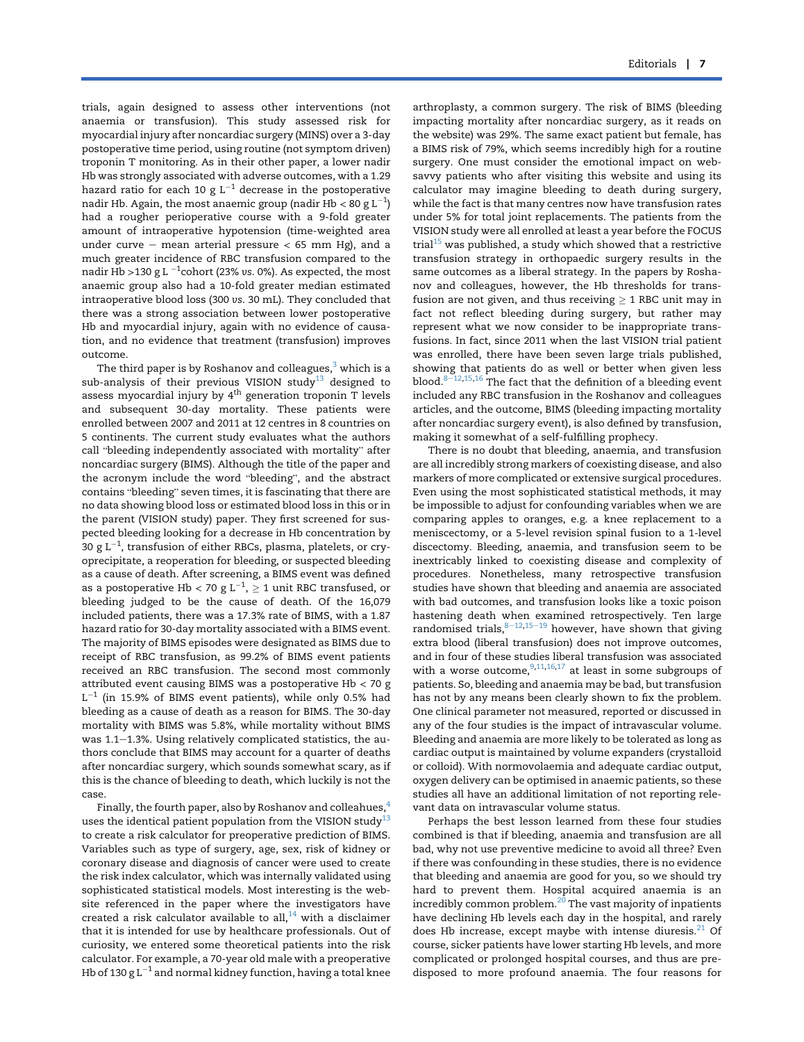trials, again designed to assess other interventions (not anaemia or transfusion). This study assessed risk for myocardial injury after noncardiac surgery (MINS) over a 3-day postoperative time period, using routine (not symptom driven) troponin T monitoring. As in their other paper, a lower nadir Hb was strongly associated with adverse outcomes, with a 1.29 hazard ratio for each 10 g $L^{-1}$ decrease in the postoperative nadir Hb. Again, the most anaemic group (nadir Hb < 80 g $L^{-1}$) had a rougher perioperative course with a 9-fold greater amount of intraoperative hypotension (time-weighted area under curve − mean arterial pressure < 65 mm Hg), and a much greater incidence of RBC transfusion compared to the nadir Hb >130 g $L^{-1}$cohort (23% *vs.* 0%). As expected, the most anaemic group also had a 10-fold greater median estimated intraoperative blood loss (300 *vs.* 30 mL). They concluded that there was a strong association between lower postoperative Hb and myocardial injury, again with no evidence of causation, and no evidence that treatment (transfusion) improves outcome.

The third paper is by Roshanov and colleagues,[3] which is a sub-analysis of their previous VISION study[13] designed to assess myocardial injury by 4[th] generation troponin T levels and subsequent 30-day mortality. These patients were enrolled between 2007 and 2011 at 12 centres in 8 countries on 5 continents. The current study evaluates what the authors call "bleeding independently associated with mortality" after noncardiac surgery (BIMS). Although the title of the paper and the acronym include the word "bleeding", and the abstract contains "bleeding" seven times, it is fascinating that there are no data showing blood loss or estimated blood loss in this or in the parent (VISION study) paper. They first screened for suspected bleeding looking for a decrease in Hb concentration by 30 g $L^{-1}$, transfusion of either RBCs, plasma, platelets, or cryoprecipitate, a reoperation for bleeding, or suspected bleeding as a cause of death. After screening, a BIMS event was defined as a postoperative Hb < 70 g $L^{-1}$, ≥ 1 unit RBC transfused, or bleeding judged to be the cause of death. Of the 16,079 included patients, there was a 17.3% rate of BIMS, with a 1.87 hazard ratio for 30-day mortality associated with a BIMS event. The majority of BIMS episodes were designated as BIMS due to receipt of RBC transfusion, as 99.2% of BIMS event patients received an RBC transfusion. The second most commonly attributed event causing BIMS was a postoperative Hb < 70 g $L^{-1}$ (in 15.9% of BIMS event patients), while only 0.5% had bleeding as a cause of death as a reason for BIMS. The 30-day mortality with BIMS was 5.8%, while mortality without BIMS was 1.1−1.3%. Using relatively complicated statistics, the authors conclude that BIMS may account for a quarter of deaths after noncardiac surgery, which sounds somewhat scary, as if this is the chance of bleeding to death, which luckily is not the case.

Finally, the fourth paper, also by Roshanov and colleahues,[4] uses the identical patient population from the VISION study[13] to create a risk calculator for preoperative prediction of BIMS. Variables such as type of surgery, age, sex, risk of kidney or coronary disease and diagnosis of cancer were used to create the risk index calculator, which was internally validated using sophisticated statistical models. Most interesting is the website referenced in the paper where the investigators have created a risk calculator available to all,[14] with a disclaimer that it is intended for use by healthcare professionals. Out of curiosity, we entered some theoretical patients into the risk calculator. For example, a 70-year old male with a preoperative Hb of 130 g $L^{-1}$ and normal kidney function, having a total knee arthroplasty, a common surgery. The risk of BIMS (bleeding impacting mortality after noncardiac surgery, as it reads on the website) was 29%. The same exact patient but female, has a BIMS risk of 79%, which seems incredibly high for a routine surgery. One must consider the emotional impact on web-savvy patients who after visiting this website and using its calculator may imagine bleeding to death during surgery, while the fact is that many centres now have transfusion rates under 5% for total joint replacements. The patients from the VISION study were all enrolled at least a year before the FOCUS trial[15] was published, a study which showed that a restrictive transfusion strategy in orthopaedic surgery results in the same outcomes as a liberal strategy. In the papers by Roshanov and colleagues, however, the Hb thresholds for transfusion are not given, and thus receiving ≥ 1 RBC unit may in fact not reflect bleeding during surgery, but rather may represent what we now consider to be inappropriate transfusions. In fact, since 2011 when the last VISION trial patient was enrolled, there have been seven large trials published, showing that patients do as well or better when given less blood.[8−12,15,16] The fact that the definition of a bleeding event included any RBC transfusion in the Roshanov and colleagues articles, and the outcome, BIMS (bleeding impacting mortality after noncardiac surgery event), is also defined by transfusion, making it somewhat of a self-fulfilling prophecy.

There is no doubt that bleeding, anaemia, and transfusion are all incredibly strong markers of coexisting disease, and also markers of more complicated or extensive surgical procedures. Even using the most sophisticated statistical methods, it may be impossible to adjust for confounding variables when we are comparing apples to oranges, e.g. a knee replacement to a meniscectomy, or a 5-level revision spinal fusion to a 1-level discectomy. Bleeding, anaemia, and transfusion seem to be inextricably linked to coexisting disease and complexity of procedures. Nonetheless, many retrospective transfusion studies have shown that bleeding and anaemia are associated with bad outcomes, and transfusion looks like a toxic poison hastening death when examined retrospectively. Ten large randomised trials,[8−12,15−19] however, have shown that giving extra blood (liberal transfusion) does not improve outcomes, and in four of these studies liberal transfusion was associated with a worse outcome,[9,11,16,17] at least in some subgroups of patients. So, bleeding and anaemia may be bad, but transfusion has not by any means been clearly shown to fix the problem. One clinical parameter not measured, reported or discussed in any of the four studies is the impact of intravascular volume. Bleeding and anaemia are more likely to be tolerated as long as cardiac output is maintained by volume expanders (crystalloid or colloid). With normovolaemia and adequate cardiac output, oxygen delivery can be optimised in anaemic patients, so these studies all have an additional limitation of not reporting relevant data on intravascular volume status.

Perhaps the best lesson learned from these four studies combined is that if bleeding, anaemia and transfusion are all bad, why not use preventive medicine to avoid all three? Even if there was confounding in these studies, there is no evidence that bleeding and anaemia are good for you, so we should try hard to prevent them. Hospital acquired anaemia is an incredibly common problem.[20] The vast majority of inpatients have declining Hb levels each day in the hospital, and rarely does Hb increase, except maybe with intense diuresis.[21] Of course, sicker patients have lower starting Hb levels, and more complicated or prolonged hospital courses, and thus are predisposed to more profound anaemia. The four reasons for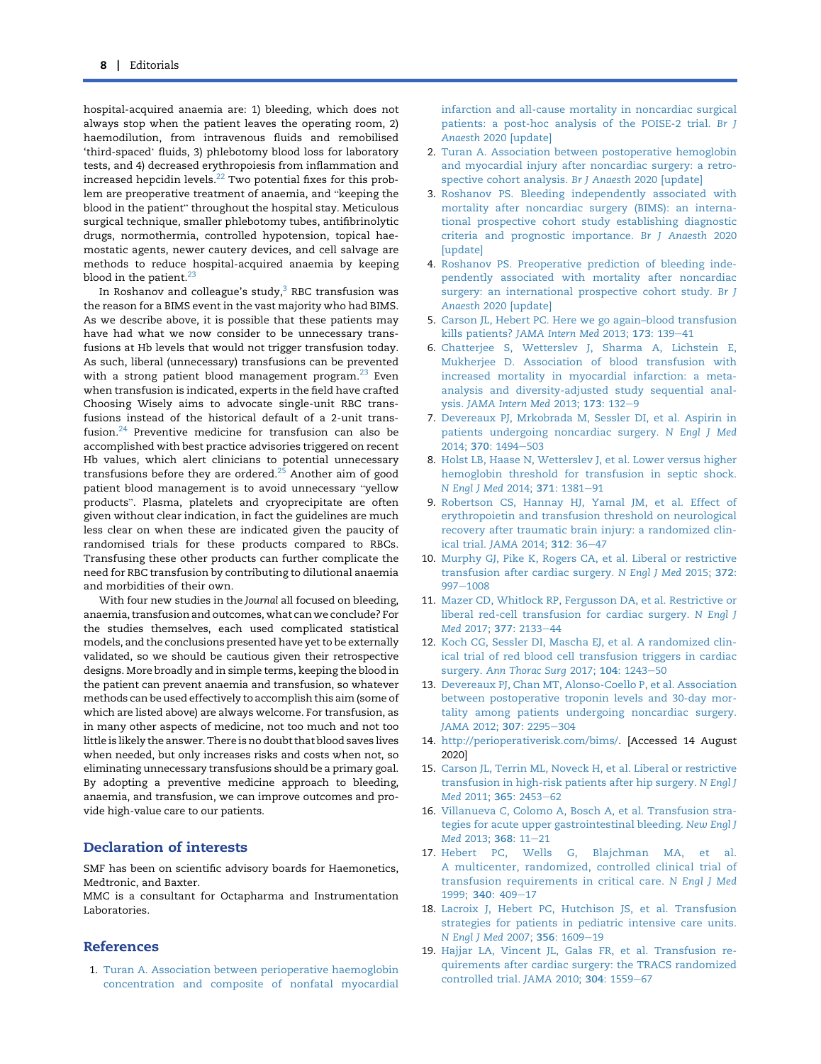hospital-acquired anaemia are: 1) bleeding, which does not always stop when the patient leaves the operating room, 2) haemodilution, from intravenous fluids and remobilised 'third-spaced' fluids, 3) phlebotomy blood loss for laboratory tests, and 4) decreased erythropoiesis from inflammation and increased hepcidin levels.[22] Two potential fixes for this problem are preoperative treatment of anaemia, and "keeping the blood in the patient" throughout the hospital stay. Meticulous surgical technique, smaller phlebotomy tubes, antifibrinolytic drugs, normothermia, controlled hypotension, topical haemostatic agents, newer cautery devices, and cell salvage are methods to reduce hospital-acquired anaemia by keeping blood in the patient.[23]

In Roshanov and colleague's study,[3] RBC transfusion was the reason for a BIMS event in the vast majority who had BIMS. As we describe above, it is possible that these patients may have had what we now consider to be unnecessary transfusions at Hb levels that would not trigger transfusion today. As such, liberal (unnecessary) transfusions can be prevented with a strong patient blood management program.[23] Even when transfusion is indicated, experts in the field have crafted Choosing Wisely aims to advocate single-unit RBC transfusions instead of the historical default of a 2-unit transfusion.[24] Preventive medicine for transfusion can also be accomplished with best practice advisories triggered on recent Hb values, which alert clinicians to potential unnecessary transfusions before they are ordered.[25] Another aim of good patient blood management is to avoid unnecessary "yellow products". Plasma, platelets and cryoprecipitate are often given without clear indication, in fact the guidelines are much less clear on when these are indicated given the paucity of randomised trials for these products compared to RBCs. Transfusing these other products can further complicate the need for RBC transfusion by contributing to dilutional anaemia and morbidities of their own.

With four new studies in the *Journal* all focused on bleeding, anaemia, transfusion and outcomes, what can we conclude? For the studies themselves, each used complicated statistical models, and the conclusions presented have yet to be externally validated, so we should be cautious given their retrospective designs. More broadly and in simple terms, keeping the blood in the patient can prevent anaemia and transfusion, so whatever methods can be used effectively to accomplish this aim (some of which are listed above) are always welcome. For transfusion, as in many other aspects of medicine, not too much and not too little is likely the answer. There is no doubt that blood saves lives when needed, but only increases risks and costs when not, so eliminating unnecessary transfusions should be a primary goal. By adopting a preventive medicine approach to bleeding, anaemia, and transfusion, we can improve outcomes and provide high-value care to our patients.

## Declaration of interests

SMF has been on scientific advisory boards for Haemonetics, Medtronic, and Baxter.

MMC is a consultant for Octapharma and Instrumentation Laboratories.

## References

1. Turan A. Association between perioperative haemoglobin concentration and composite of nonfatal myocardial infarction and all-cause mortality in noncardiac surgical patients: a post-hoc analysis of the POISE-2 trial. *Br J Anaesth* 2020 [update]
2. Turan A. Association between postoperative hemoglobin and myocardial injury after noncardiac surgery: a retrospective cohort analysis. *Br J Anaesth* 2020 [update]
3. Roshanov PS. Bleeding independently associated with mortality after noncardiac surgery (BIMS): an international prospective cohort study establishing diagnostic criteria and prognostic importance. *Br J Anaesth* 2020 [update]
4. Roshanov PS. Preoperative prediction of bleeding independently associated with mortality after noncardiac surgery: an international prospective cohort study. *Br J Anaesth* 2020 [update]
5. Carson JL, Hebert PC. Here we go again–blood transfusion kills patients? *JAMA Intern Med* 2013; **173**: 139–41
6. Chatterjee S, Wetterslev J, Sharma A, Lichstein E, Mukherjee D. Association of blood transfusion with increased mortality in myocardial infarction: a meta-analysis and diversity-adjusted study sequential analysis. *JAMA Intern Med* 2013; **173**: 132–9
7. Devereaux PJ, Mrkobrada M, Sessler DI, et al. Aspirin in patients undergoing noncardiac surgery. *N Engl J Med* 2014; **370**: 1494–503
8. Holst LB, Haase N, Wetterslev J, et al. Lower versus higher hemoglobin threshold for transfusion in septic shock. *N Engl J Med* 2014; **371**: 1381–91
9. Robertson CS, Hannay HJ, Yamal JM, et al. Effect of erythropoietin and transfusion threshold on neurological recovery after traumatic brain injury: a randomized clinical trial. *JAMA* 2014; **312**: 36–47
10. Murphy GJ, Pike K, Rogers CA, et al. Liberal or restrictive transfusion after cardiac surgery. *N Engl J Med* 2015; **372**: 997–1008
11. Mazer CD, Whitlock RP, Fergusson DA, et al. Restrictive or liberal red-cell transfusion for cardiac surgery. *N Engl J Med* 2017; **377**: 2133–44
12. Koch CG, Sessler DI, Mascha EJ, et al. A randomized clinical trial of red blood cell transfusion triggers in cardiac surgery. *Ann Thorac Surg* 2017; **104**: 1243–50
13. Devereaux PJ, Chan MT, Alonso-Coello P, et al. Association between postoperative troponin levels and 30-day mortality among patients undergoing noncardiac surgery. *JAMA* 2012; **307**: 2295–304
14. http://perioperativerisk.com/bims/. [Accessed 14 August 2020]
15. Carson JL, Terrin ML, Noveck H, et al. Liberal or restrictive transfusion in high-risk patients after hip surgery. *N Engl J Med* 2011; **365**: 2453–62
16. Villanueva C, Colomo A, Bosch A, et al. Transfusion strategies for acute upper gastrointestinal bleeding. *New Engl J Med* 2013; **368**: 11–21
17. Hebert PC, Wells G, Blajchman MA, et al. A multicenter, randomized, controlled clinical trial of transfusion requirements in critical care. *N Engl J Med* 1999; **340**: 409–17
18. Lacroix J, Hebert PC, Hutchison JS, et al. Transfusion strategies for patients in pediatric intensive care units. *N Engl J Med* 2007; **356**: 1609–19
19. Hajjar LA, Vincent JL, Galas FR, et al. Transfusion requirements after cardiac surgery: the TRACS randomized controlled trial. *JAMA* 2010; **304**: 1559–67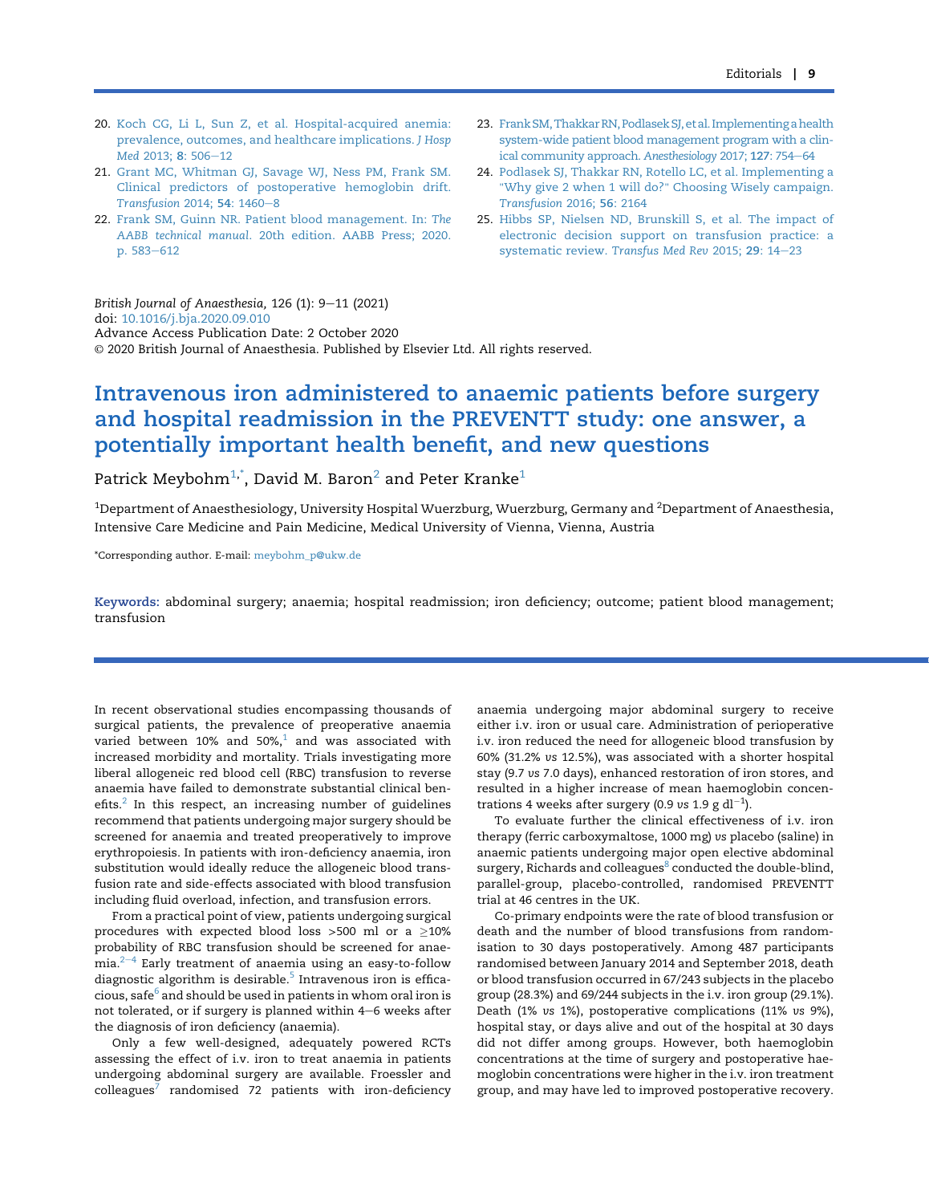20. Koch CG, Li L, Sun Z, et al. Hospital-acquired anemia: prevalence, outcomes, and healthcare implications. *J Hosp Med* 2013; **8**: 506–12
21. Grant MC, Whitman GJ, Savage WJ, Ness PM, Frank SM. Clinical predictors of postoperative hemoglobin drift. *Transfusion* 2014; **54**: 1460–8
22. Frank SM, Guinn NR. Patient blood management. In: *The AABB technical manual*. 20th edition. AABB Press; 2020. p. 583–612
23. Frank SM, Thakkar RN, Podlasek SJ, et al. Implementing a health system-wide patient blood management program with a clinical community approach. *Anesthesiology* 2017; **127**: 754–64
24. Podlasek SJ, Thakkar RN, Rotello LC, et al. Implementing a "Why give 2 when 1 will do?" Choosing Wisely campaign. *Transfusion* 2016; **56**: 2164
25. Hibbs SP, Nielsen ND, Brunskill S, et al. The impact of electronic decision support on transfusion practice: a systematic review. *Transfus Med Rev* 2015; **29**: 14–23

*British Journal of Anaesthesia,* 126 (1): 9–11 (2021)
doi: 10.1016/j.bja.2020.09.010
Advance Access Publication Date: 2 October 2020
© 2020 British Journal of Anaesthesia. Published by Elsevier Ltd. All rights reserved.

# Intravenous iron administered to anaemic patients before surgery and hospital readmission in the PREVENTT study: one answer, a potentially important health benefit, and new questions

Patrick Meybohm[1,*], David M. Baron[2] and Peter Kranke[1]

[1]Department of Anaesthesiology, University Hospital Wuerzburg, Wuerzburg, Germany and [2]Department of Anaesthesia, Intensive Care Medicine and Pain Medicine, Medical University of Vienna, Vienna, Austria

*Corresponding author. E-mail: meybohm_p@ukw.de

**Keywords:** abdominal surgery; anaemia; hospital readmission; iron deficiency; outcome; patient blood management; transfusion

In recent observational studies encompassing thousands of surgical patients, the prevalence of preoperative anaemia varied between 10% and 50%,[1] and was associated with increased morbidity and mortality. Trials investigating more liberal allogeneic red blood cell (RBC) transfusion to reverse anaemia have failed to demonstrate substantial clinical benefits.[2] In this respect, an increasing number of guidelines recommend that patients undergoing major surgery should be screened for anaemia and treated preoperatively to improve erythropoiesis. In patients with iron-deficiency anaemia, iron substitution would ideally reduce the allogeneic blood transfusion rate and side-effects associated with blood transfusion including fluid overload, infection, and transfusion errors.

From a practical point of view, patients undergoing surgical procedures with expected blood loss >500 ml or a ≥10% probability of RBC transfusion should be screened for anaemia.[2–4] Early treatment of anaemia using an easy-to-follow diagnostic algorithm is desirable.[5] Intravenous iron is efficacious, safe[6] and should be used in patients in whom oral iron is not tolerated, or if surgery is planned within 4–6 weeks after the diagnosis of iron deficiency (anaemia).

Only a few well-designed, adequately powered RCTs assessing the effect of i.v. iron to treat anaemia in patients undergoing abdominal surgery are available. Froessler and colleagues[7] randomised 72 patients with iron-deficiency anaemia undergoing major abdominal surgery to receive either i.v. iron or usual care. Administration of perioperative i.v. iron reduced the need for allogeneic blood transfusion by 60% (31.2% *vs* 12.5%), was associated with a shorter hospital stay (9.7 *vs* 7.0 days), enhanced restoration of iron stores, and resulted in a higher increase of mean haemoglobin concentrations 4 weeks after surgery (0.9 *vs* 1.9 g $dl^{-1}$).

To evaluate further the clinical effectiveness of i.v. iron therapy (ferric carboxymaltose, 1000 mg) *vs* placebo (saline) in anaemic patients undergoing major open elective abdominal surgery, Richards and colleagues[8] conducted the double-blind, parallel-group, placebo-controlled, randomised PREVENTT trial at 46 centres in the UK.

Co-primary endpoints were the rate of blood transfusion or death and the number of blood transfusions from randomisation to 30 days postoperatively. Among 487 participants randomised between January 2014 and September 2018, death or blood transfusion occurred in 67/243 subjects in the placebo group (28.3%) and 69/244 subjects in the i.v. iron group (29.1%). Death (1% *vs* 1%), postoperative complications (11% *vs* 9%), hospital stay, or days alive and out of the hospital at 30 days did not differ among groups. However, both haemoglobin concentrations at the time of surgery and postoperative haemoglobin concentrations were higher in the i.v. iron treatment group, and may have led to improved postoperative recovery.